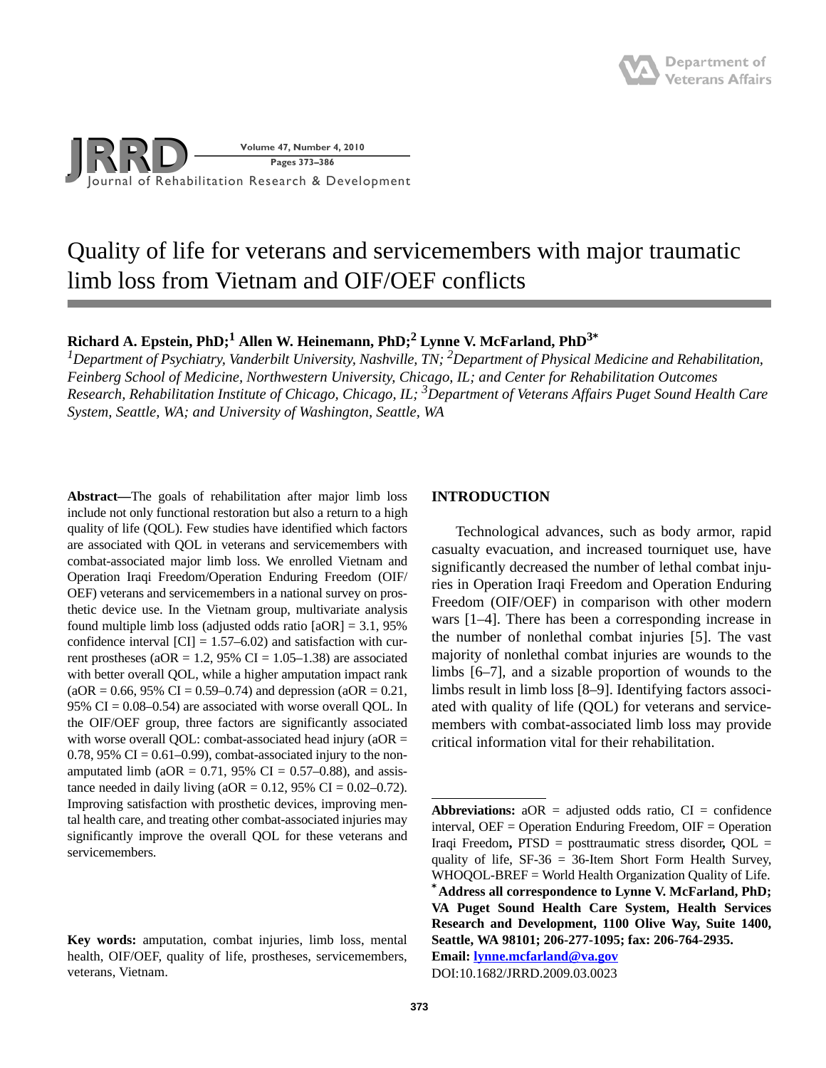# Quality of life for veterans and servicemembers with major traumatic limb loss from Vietnam and OIF/OEF conflicts

**Richard A. Epstein, PhD;[1] Allen W. Heinemann, PhD;[2] Lynne V. McFarland, PhD[3*]**

*[1]Department of Psychiatry, Vanderbilt University, Nashville, TN; [2]Department of Physical Medicine and Rehabilitation, Feinberg School of Medicine, Northwestern University, Chicago, IL; and Center for Rehabilitation Outcomes Research, Rehabilitation Institute of Chicago, Chicago, IL; [3]Department of Veterans Affairs Puget Sound Health Care System, Seattle, WA; and University of Washington, Seattle, WA*

**Abstract**—The goals of rehabilitation after major limb loss include not only functional restoration but also a return to a high quality of life (QOL). Few studies have identified which factors are associated with QOL in veterans and servicemembers with combat-associated major limb loss. We enrolled Vietnam and Operation Iraqi Freedom/Operation Enduring Freedom (OIF/OEF) veterans and servicemembers in a national survey on prosthetic device use. In the Vietnam group, multivariate analysis found multiple limb loss (adjusted odds ratio [aOR] = 3.1, 95% confidence interval [CI] = 1.57–6.02) and satisfaction with current prostheses (aOR = 1.2, 95% CI = 1.05–1.38) are associated with better overall QOL, while a higher amputation impact rank (aOR = 0.66, 95% CI = 0.59–0.74) and depression (aOR = 0.21, 95% CI = 0.08–0.54) are associated with worse overall QOL. In the OIF/OEF group, three factors are significantly associated with worse overall QOL: combat-associated head injury (aOR = 0.78, 95% CI = 0.61–0.99), combat-associated injury to the nonamputated limb (aOR = 0.71, 95% CI = 0.57–0.88), and assistance needed in daily living (aOR = 0.12, 95% CI = 0.02–0.72). Improving satisfaction with prosthetic devices, improving mental health care, and treating other combat-associated injuries may significantly improve the overall QOL for these veterans and servicemembers.

**Key words:** amputation, combat injuries, limb loss, mental health, OIF/OEF, quality of life, prostheses, servicemembers, veterans, Vietnam.

## INTRODUCTION

Technological advances, such as body armor, rapid casualty evacuation, and increased tourniquet use, have significantly decreased the number of lethal combat injuries in Operation Iraqi Freedom and Operation Enduring Freedom (OIF/OEF) in comparison with other modern wars [1–4]. There has been a corresponding increase in the number of nonlethal combat injuries [5]. The vast majority of nonlethal combat injuries are wounds to the limbs [6–7], and a sizable proportion of wounds to the limbs result in limb loss [8–9]. Identifying factors associated with quality of life (QOL) for veterans and servicemembers with combat-associated limb loss may provide critical information vital for their rehabilitation.

---

**Abbreviations:** aOR = adjusted odds ratio, CI = confidence interval, OEF = Operation Enduring Freedom, OIF = Operation Iraqi Freedom, PTSD = posttraumatic stress disorder, QOL = quality of life, SF-36 = 36-Item Short Form Health Survey, WHOQOL-BREF = World Health Organization Quality of Life.

**\*Address all correspondence to Lynne V. McFarland, PhD; VA Puget Sound Health Care System, Health Services Research and Development, 1100 Olive Way, Suite 1400, Seattle, WA 98101; 206-277-1095; fax: 206-764-2935. Email: lynne.mcfarland@va.gov**

DOI:10.1682/JRRD.2009.03.0023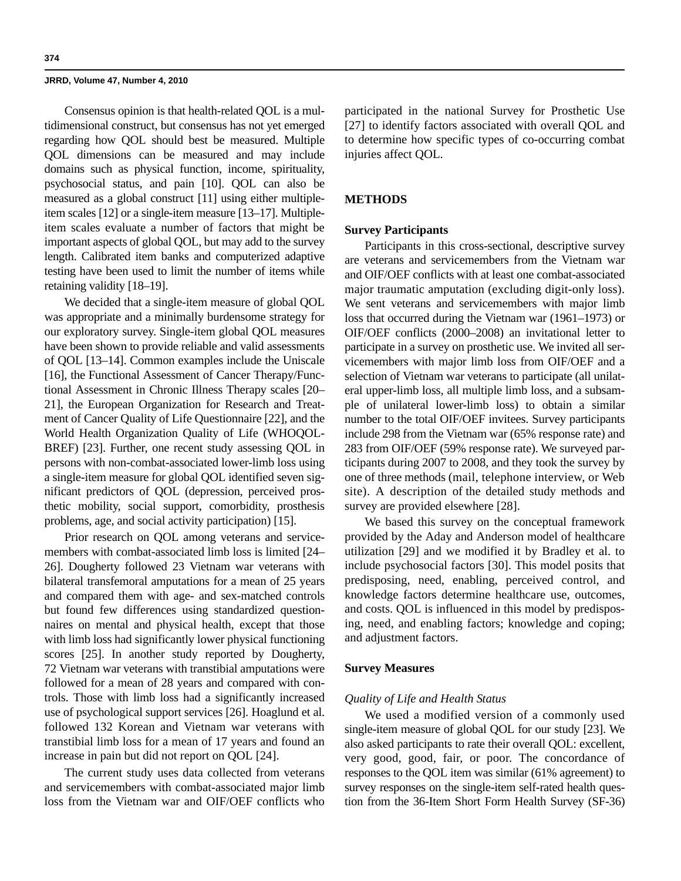Consensus opinion is that health-related QOL is a multidimensional construct, but consensus has not yet emerged regarding how QOL should best be measured. Multiple QOL dimensions can be measured and may include domains such as physical function, income, spirituality, psychosocial status, and pain [10]. QOL can also be measured as a global construct [11] using either multiple-item scales [12] or a single-item measure [13–17]. Multiple-item scales evaluate a number of factors that might be important aspects of global QOL, but may add to the survey length. Calibrated item banks and computerized adaptive testing have been used to limit the number of items while retaining validity [18–19].

We decided that a single-item measure of global QOL was appropriate and a minimally burdensome strategy for our exploratory survey. Single-item global QOL measures have been shown to provide reliable and valid assessments of QOL [13–14]. Common examples include the Uniscale [16], the Functional Assessment of Cancer Therapy/Functional Assessment in Chronic Illness Therapy scales [20–21], the European Organization for Research and Treatment of Cancer Quality of Life Questionnaire [22], and the World Health Organization Quality of Life (WHOQOL-BREF) [23]. Further, one recent study assessing QOL in persons with non-combat-associated lower-limb loss using a single-item measure for global QOL identified seven significant predictors of QOL (depression, perceived prosthetic mobility, social support, comorbidity, prosthesis problems, age, and social activity participation) [15].

Prior research on QOL among veterans and servicemembers with combat-associated limb loss is limited [24–26]. Dougherty followed 23 Vietnam war veterans with bilateral transfemoral amputations for a mean of 25 years and compared them with age- and sex-matched controls but found few differences using standardized questionnaires on mental and physical health, except that those with limb loss had significantly lower physical functioning scores [25]. In another study reported by Dougherty, 72 Vietnam war veterans with transtibial amputations were followed for a mean of 28 years and compared with controls. Those with limb loss had a significantly increased use of psychological support services [26]. Hoaglund et al. followed 132 Korean and Vietnam war veterans with transtibial limb loss for a mean of 17 years and found an increase in pain but did not report on QOL [24].

The current study uses data collected from veterans and servicemembers with combat-associated major limb loss from the Vietnam war and OIF/OEF conflicts who participated in the national Survey for Prosthetic Use [27] to identify factors associated with overall QOL and to determine how specific types of co-occurring combat injuries affect QOL.

## METHODS

### Survey Participants

Participants in this cross-sectional, descriptive survey are veterans and servicemembers from the Vietnam war and OIF/OEF conflicts with at least one combat-associated major traumatic amputation (excluding digit-only loss). We sent veterans and servicemembers with major limb loss that occurred during the Vietnam war (1961–1973) or OIF/OEF conflicts (2000–2008) an invitational letter to participate in a survey on prosthetic use. We invited all servicemembers with major limb loss from OIF/OEF and a selection of Vietnam war veterans to participate (all unilateral upper-limb loss, all multiple limb loss, and a subsample of unilateral lower-limb loss) to obtain a similar number to the total OIF/OEF invitees. Survey participants include 298 from the Vietnam war (65% response rate) and 283 from OIF/OEF (59% response rate). We surveyed participants during 2007 to 2008, and they took the survey by one of three methods (mail, telephone interview, or Web site). A description of the detailed study methods and survey are provided elsewhere [28].

We based this survey on the conceptual framework provided by the Aday and Anderson model of healthcare utilization [29] and we modified it by Bradley et al. to include psychosocial factors [30]. This model posits that predisposing, need, enabling, perceived control, and knowledge factors determine healthcare use, outcomes, and costs. QOL is influenced in this model by predisposing, need, and enabling factors; knowledge and coping; and adjustment factors.

### Survey Measures

#### *Quality of Life and Health Status*

We used a modified version of a commonly used single-item measure of global QOL for our study [23]. We also asked participants to rate their overall QOL: excellent, very good, good, fair, or poor. The concordance of responses to the QOL item was similar (61% agreement) to survey responses on the single-item self-rated health question from the 36-Item Short Form Health Survey (SF-36)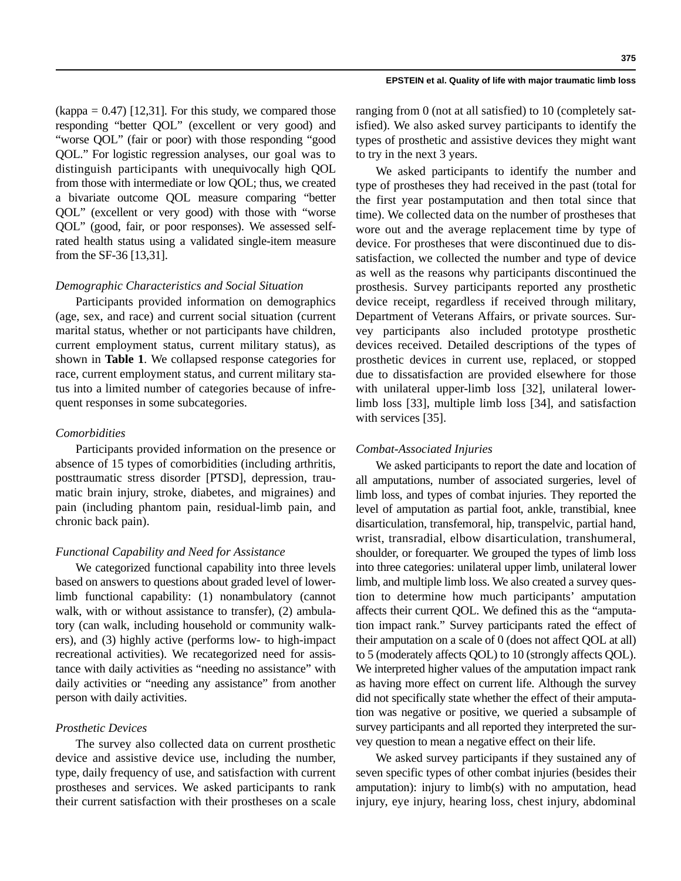(kappa = 0.47) [12,31]. For this study, we compared those responding "better QOL" (excellent or very good) and "worse QOL" (fair or poor) with those responding "good QOL." For logistic regression analyses, our goal was to distinguish participants with unequivocally high QOL from those with intermediate or low QOL; thus, we created a bivariate outcome QOL measure comparing "better QOL" (excellent or very good) with those with "worse QOL" (good, fair, or poor responses). We assessed self-rated health status using a validated single-item measure from the SF-36 [13,31].

### *Demographic Characteristics and Social Situation*

Participants provided information on demographics (age, sex, and race) and current social situation (current marital status, whether or not participants have children, current employment status, current military status), as shown in **Table 1**. We collapsed response categories for race, current employment status, and current military status into a limited number of categories because of infrequent responses in some subcategories.

### *Comorbidities*

Participants provided information on the presence or absence of 15 types of comorbidities (including arthritis, posttraumatic stress disorder [PTSD], depression, traumatic brain injury, stroke, diabetes, and migraines) and pain (including phantom pain, residual-limb pain, and chronic back pain).

### *Functional Capability and Need for Assistance*

We categorized functional capability into three levels based on answers to questions about graded level of lower-limb functional capability: (1) nonambulatory (cannot walk, with or without assistance to transfer), (2) ambulatory (can walk, including household or community walkers), and (3) highly active (performs low- to high-impact recreational activities). We recategorized need for assistance with daily activities as "needing no assistance" with daily activities or "needing any assistance" from another person with daily activities.

### *Prosthetic Devices*

The survey also collected data on current prosthetic device and assistive device use, including the number, type, daily frequency of use, and satisfaction with current prostheses and services. We asked participants to rank their current satisfaction with their prostheses on a scale ranging from 0 (not at all satisfied) to 10 (completely satisfied). We also asked survey participants to identify the types of prosthetic and assistive devices they might want to try in the next 3 years.

We asked participants to identify the number and type of prostheses they had received in the past (total for the first year postamputation and then total since that time). We collected data on the number of prostheses that wore out and the average replacement time by type of device. For prostheses that were discontinued due to dissatisfaction, we collected the number and type of device as well as the reasons why participants discontinued the prosthesis. Survey participants reported any prosthetic device receipt, regardless if received through military, Department of Veterans Affairs, or private sources. Survey participants also included prototype prosthetic devices received. Detailed descriptions of the types of prosthetic devices in current use, replaced, or stopped due to dissatisfaction are provided elsewhere for those with unilateral upper-limb loss [32], unilateral lower-limb loss [33], multiple limb loss [34], and satisfaction with services [35].

### *Combat-Associated Injuries*

We asked participants to report the date and location of all amputations, number of associated surgeries, level of limb loss, and types of combat injuries. They reported the level of amputation as partial foot, ankle, transtibial, knee disarticulation, transfemoral, hip, transpelvic, partial hand, wrist, transradial, elbow disarticulation, transhumeral, shoulder, or forequarter. We grouped the types of limb loss into three categories: unilateral upper limb, unilateral lower limb, and multiple limb loss. We also created a survey question to determine how much participants' amputation affects their current QOL. We defined this as the "amputation impact rank." Survey participants rated the effect of their amputation on a scale of 0 (does not affect QOL at all) to 5 (moderately affects QOL) to 10 (strongly affects QOL). We interpreted higher values of the amputation impact rank as having more effect on current life. Although the survey did not specifically state whether the effect of their amputation was negative or positive, we queried a subsample of survey participants and all reported they interpreted the survey question to mean a negative effect on their life.

We asked survey participants if they sustained any of seven specific types of other combat injuries (besides their amputation): injury to limb(s) with no amputation, head injury, eye injury, hearing loss, chest injury, abdominal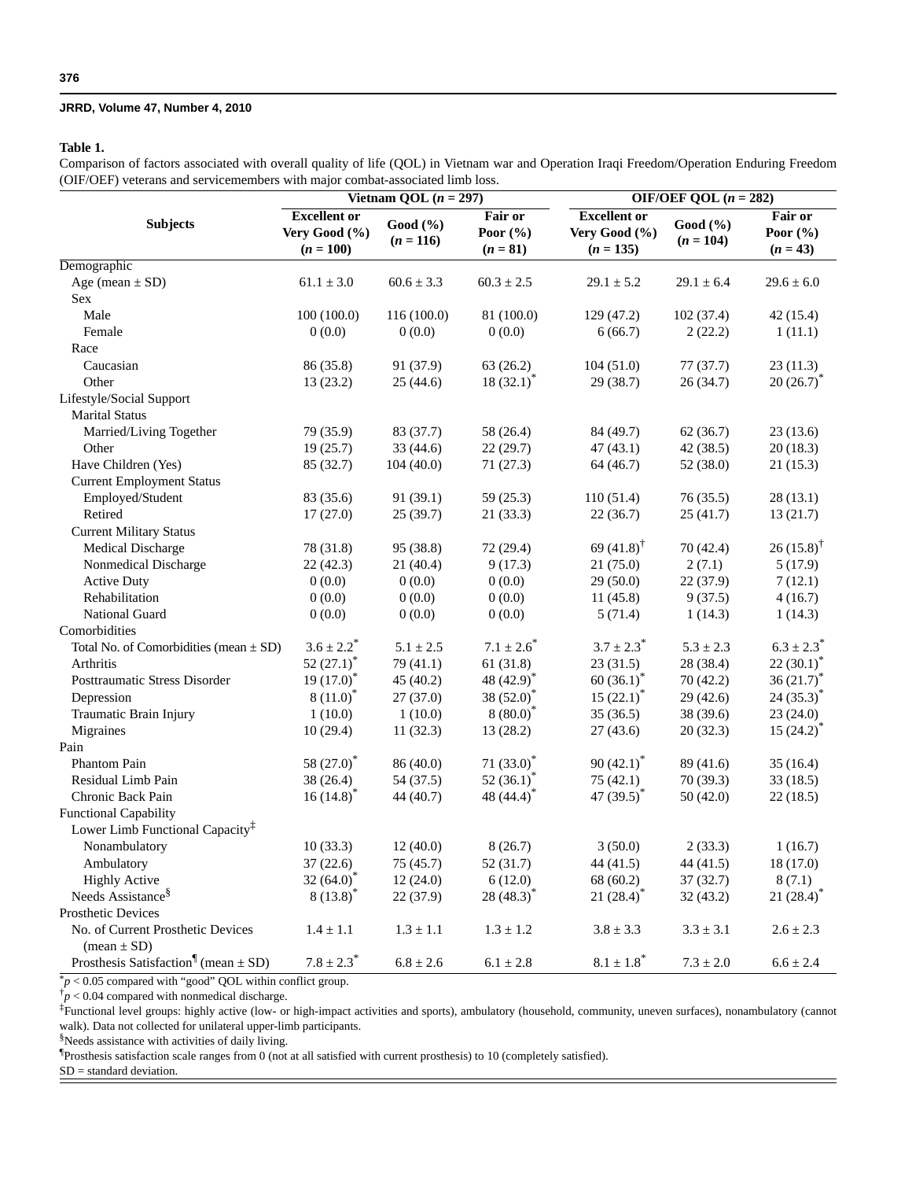**Table 1.**

Comparison of factors associated with overall quality of life (QOL) in Vietnam war and Operation Iraqi Freedom/Operation Enduring Freedom (OIF/OEF) veterans and servicemembers with major combat-associated limb loss.

| Subjects | Vietnam QOL ($n$ = 297) | | | OIF/OEF QOL ($n$ = 282) | | |
|---|---|---|---|---|---|---|
| | Excellent or Very Good (%) ($n$ = 100) | Good (%) ($n$ = 116) | Fair or Poor (%) ($n$ = 81) | Excellent or Very Good (%) ($n$ = 135) | Good (%) ($n$ = 104) | Fair or Poor (%) ($n$ = 43) |
| Demographic | | | | | | |
| Age (mean ± SD) | 61.1 ± 3.0 | 60.6 ± 3.3 | 60.3 ± 2.5 | 29.1 ± 5.2 | 29.1 ± 6.4 | 29.6 ± 6.0 |
| Sex | | | | | | |
| Male | 100 (100.0) | 116 (100.0) | 81 (100.0) | 129 (47.2) | 102 (37.4) | 42 (15.4) |
| Female | 0 (0.0) | 0 (0.0) | 0 (0.0) | 6 (66.7) | 2 (22.2) | 1 (11.1) |
| Race | | | | | | |
| Caucasian | 86 (35.8) | 91 (37.9) | 63 (26.2) | 104 (51.0) | 77 (37.7) | 23 (11.3) |
| Other | 13 (23.2) | 25 (44.6) | 18 (32.1)* | 29 (38.7) | 26 (34.7) | 20 (26.7)* |
| Lifestyle/Social Support | | | | | | |
| Marital Status | | | | | | |
| Married/Living Together | 79 (35.9) | 83 (37.7) | 58 (26.4) | 84 (49.7) | 62 (36.7) | 23 (13.6) |
| Other | 19 (25.7) | 33 (44.6) | 22 (29.7) | 47 (43.1) | 42 (38.5) | 20 (18.3) |
| Have Children (Yes) | 85 (32.7) | 104 (40.0) | 71 (27.3) | 64 (46.7) | 52 (38.0) | 21 (15.3) |
| Current Employment Status | | | | | | |
| Employed/Student | 83 (35.6) | 91 (39.1) | 59 (25.3) | 110 (51.4) | 76 (35.5) | 28 (13.1) |
| Retired | 17 (27.0) | 25 (39.7) | 21 (33.3) | 22 (36.7) | 25 (41.7) | 13 (21.7) |
| Current Military Status | | | | | | |
| Medical Discharge | 78 (31.8) | 95 (38.8) | 72 (29.4) | 69 (41.8)† | 70 (42.4) | 26 (15.8)† |
| Nonmedical Discharge | 22 (42.3) | 21 (40.4) | 9 (17.3) | 21 (75.0) | 2 (7.1) | 5 (17.9) |
| Active Duty | 0 (0.0) | 0 (0.0) | 0 (0.0) | 29 (50.0) | 22 (37.9) | 7 (12.1) |
| Rehabilitation | 0 (0.0) | 0 (0.0) | 0 (0.0) | 11 (45.8) | 9 (37.5) | 4 (16.7) |
| National Guard | 0 (0.0) | 0 (0.0) | 0 (0.0) | 5 (71.4) | 1 (14.3) | 1 (14.3) |
| Comorbidities | | | | | | |
| Total No. of Comorbidities (mean ± SD) | 3.6 ± 2.2* | 5.1 ± 2.5 | 7.1 ± 2.6* | 3.7 ± 2.3* | 5.3 ± 2.3 | 6.3 ± 2.3* |
| Arthritis | 52 (27.1)* | 79 (41.1) | 61 (31.8) | 23 (31.5) | 28 (38.4) | 22 (30.1)* |
| Posttraumatic Stress Disorder | 19 (17.0)* | 45 (40.2) | 48 (42.9)* | 60 (36.1)* | 70 (42.2) | 36 (21.7)* |
| Depression | 8 (11.0)* | 27 (37.0) | 38 (52.0)* | 15 (22.1)* | 29 (42.6) | 24 (35.3)* |
| Traumatic Brain Injury | 1 (10.0) | 1 (10.0) | 8 (80.0)* | 35 (36.5) | 38 (39.6) | 23 (24.0) |
| Migraines | 10 (29.4) | 11 (32.3) | 13 (28.2) | 27 (43.6) | 20 (32.3) | 15 (24.2)* |
| Pain | | | | | | |
| Phantom Pain | 58 (27.0)* | 86 (40.0) | 71 (33.0)* | 90 (42.1)* | 89 (41.6) | 35 (16.4) |
| Residual Limb Pain | 38 (26.4) | 54 (37.5) | 52 (36.1)* | 75 (42.1) | 70 (39.3) | 33 (18.5) |
| Chronic Back Pain | 16 (14.8)* | 44 (40.7) | 48 (44.4)* | 47 (39.5)* | 50 (42.0) | 22 (18.5) |
| Functional Capability | | | | | | |
| Lower Limb Functional Capacity‡ | | | | | | |
| Nonambulatory | 10 (33.3) | 12 (40.0) | 8 (26.7) | 3 (50.0) | 2 (33.3) | 1 (16.7) |
| Ambulatory | 37 (22.6) | 75 (45.7) | 52 (31.7) | 44 (41.5) | 44 (41.5) | 18 (17.0) |
| Highly Active | 32 (64.0)* | 12 (24.0) | 6 (12.0) | 68 (60.2) | 37 (32.7) | 8 (7.1) |
| Needs Assistance§ | 8 (13.8)* | 22 (37.9) | 28 (48.3)* | 21 (28.4)* | 32 (43.2) | 21 (28.4)* |
| Prosthetic Devices | | | | | | |
| No. of Current Prosthetic Devices (mean ± SD) | 1.4 ± 1.1 | 1.3 ± 1.1 | 1.3 ± 1.2 | 3.8 ± 3.3 | 3.3 ± 3.1 | 2.6 ± 2.3 |
| Prosthesis Satisfaction¶ (mean ± SD) | 7.8 ± 2.3* | 6.8 ± 2.6 | 6.1 ± 2.8 | 8.1 ± 1.8* | 7.3 ± 2.0 | 6.6 ± 2.4 |

*$p < 0.05$ compared with "good" QOL within conflict group.

†$p < 0.04$ compared with nonmedical discharge.

‡Functional level groups: highly active (low- or high-impact activities and sports), ambulatory (household, community, uneven surfaces), nonambulatory (cannot walk). Data not collected for unilateral upper-limb participants.

§Needs assistance with activities of daily living.

¶Prosthesis satisfaction scale ranges from 0 (not at all satisfied with current prosthesis) to 10 (completely satisfied).

SD = standard deviation.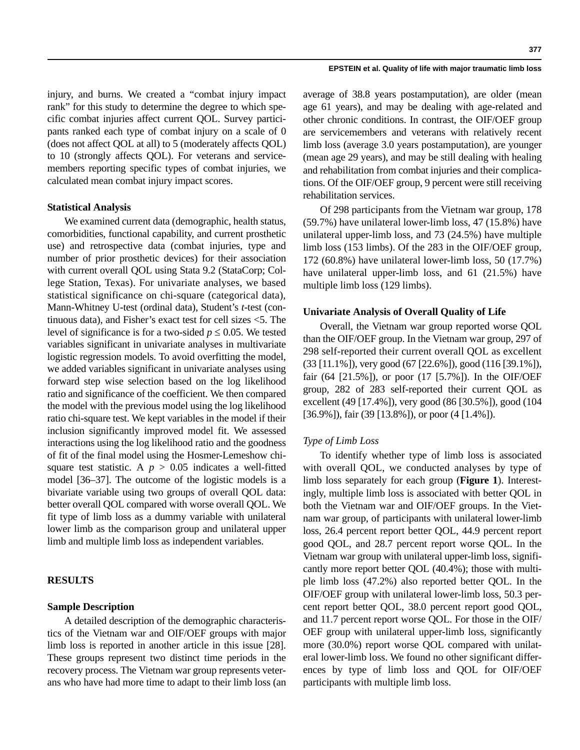injury, and burns. We created a "combat injury impact rank" for this study to determine the degree to which specific combat injuries affect current QOL. Survey participants ranked each type of combat injury on a scale of 0 (does not affect QOL at all) to 5 (moderately affects QOL) to 10 (strongly affects QOL). For veterans and servicemembers reporting specific types of combat injuries, we calculated mean combat injury impact scores.

### Statistical Analysis

We examined current data (demographic, health status, comorbidities, functional capability, and current prosthetic use) and retrospective data (combat injuries, type and number of prior prosthetic devices) for their association with current overall QOL using Stata 9.2 (StataCorp; College Station, Texas). For univariate analyses, we based statistical significance on chi-square (categorical data), Mann-Whitney U-test (ordinal data), Student's *t*-test (continuous data), and Fisher's exact test for cell sizes <5. The level of significance is for a two-sided $p \leq 0.05$. We tested variables significant in univariate analyses in multivariate logistic regression models. To avoid overfitting the model, we added variables significant in univariate analyses using forward step wise selection based on the log likelihood ratio and significance of the coefficient. We then compared the model with the previous model using the log likelihood ratio chi-square test. We kept variables in the model if their inclusion significantly improved model fit. We assessed interactions using the log likelihood ratio and the goodness of fit of the final model using the Hosmer-Lemeshow chi-square test statistic. A $p > 0.05$ indicates a well-fitted model [36–37]. The outcome of the logistic models is a bivariate variable using two groups of overall QOL data: better overall QOL compared with worse overall QOL. We fit type of limb loss as a dummy variable with unilateral lower limb as the comparison group and unilateral upper limb and multiple limb loss as independent variables.

## RESULTS

### Sample Description

A detailed description of the demographic characteristics of the Vietnam war and OIF/OEF groups with major limb loss is reported in another article in this issue [28]. These groups represent two distinct time periods in the recovery process. The Vietnam war group represents veterans who have had more time to adapt to their limb loss (an average of 38.8 years postamputation), are older (mean age 61 years), and may be dealing with age-related and other chronic conditions. In contrast, the OIF/OEF group are servicemembers and veterans with relatively recent limb loss (average 3.0 years postamputation), are younger (mean age 29 years), and may be still dealing with healing and rehabilitation from combat injuries and their complications. Of the OIF/OEF group, 9 percent were still receiving rehabilitation services.

Of 298 participants from the Vietnam war group, 178 (59.7%) have unilateral lower-limb loss, 47 (15.8%) have unilateral upper-limb loss, and 73 (24.5%) have multiple limb loss (153 limbs). Of the 283 in the OIF/OEF group, 172 (60.8%) have unilateral lower-limb loss, 50 (17.7%) have unilateral upper-limb loss, and 61 (21.5%) have multiple limb loss (129 limbs).

### Univariate Analysis of Overall Quality of Life

Overall, the Vietnam war group reported worse QOL than the OIF/OEF group. In the Vietnam war group, 297 of 298 self-reported their current overall QOL as excellent (33 [11.1%]), very good (67 [22.6%]), good (116 [39.1%]), fair (64 [21.5%]), or poor (17 [5.7%]). In the OIF/OEF group, 282 of 283 self-reported their current QOL as excellent (49 [17.4%]), very good (86 [30.5%]), good (104 [36.9%]), fair (39 [13.8%]), or poor (4 [1.4%]).

#### *Type of Limb Loss*

To identify whether type of limb loss is associated with overall QOL, we conducted analyses by type of limb loss separately for each group (**Figure 1**). Interestingly, multiple limb loss is associated with better QOL in both the Vietnam war and OIF/OEF groups. In the Vietnam war group, of participants with unilateral lower-limb loss, 26.4 percent report better QOL, 44.9 percent report good QOL, and 28.7 percent report worse QOL. In the Vietnam war group with unilateral upper-limb loss, significantly more report better QOL (40.4%); those with multiple limb loss (47.2%) also reported better QOL. In the OIF/OEF group with unilateral lower-limb loss, 50.3 percent report better QOL, 38.0 percent report good QOL, and 11.7 percent report worse QOL. For those in the OIF/OEF group with unilateral upper-limb loss, significantly more (30.0%) report worse QOL compared with unilateral lower-limb loss. We found no other significant differences by type of limb loss and QOL for OIF/OEF participants with multiple limb loss.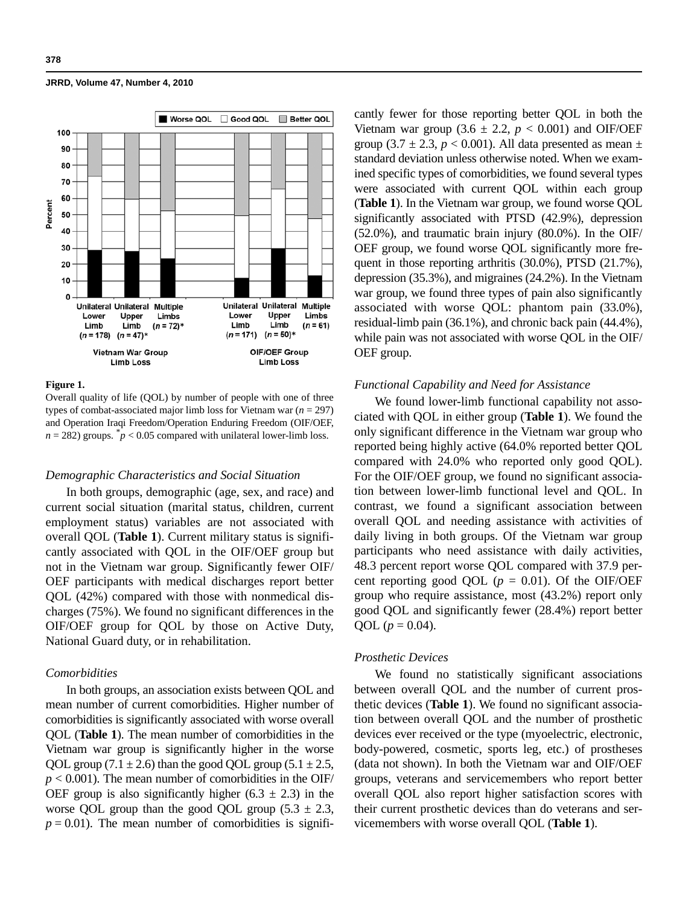**Figure 1.**

Overall quality of life (QOL) by number of people with one of three types of combat-associated major limb loss for Vietnam war ($n$ = 297) and Operation Iraqi Freedom/Operation Enduring Freedom (OIF/OEF, $n$ = 282) groups. $^{*}p < 0.05$ compared with unilateral lower-limb loss.

### *Demographic Characteristics and Social Situation*

In both groups, demographic (age, sex, and race) and current social situation (marital status, children, current employment status) variables are not associated with overall QOL (**Table 1**). Current military status is significantly associated with QOL in the OIF/OEF group but not in the Vietnam war group. Significantly fewer OIF/OEF participants with medical discharges report better QOL (42%) compared with those with nonmedical discharges (75%). We found no significant differences in the OIF/OEF group for QOL by those on Active Duty, National Guard duty, or in rehabilitation.

### *Comorbidities*

In both groups, an association exists between QOL and mean number of current comorbidities. Higher number of comorbidities is significantly associated with worse overall QOL (**Table 1**). The mean number of comorbidities in the Vietnam war group is significantly higher in the worse QOL group ($7.1 \pm 2.6$) than the good QOL group ($5.1 \pm 2.5$, $p < 0.001$). The mean number of comorbidities in the OIF/OEF group is also significantly higher ($6.3 \pm 2.3$) in the worse QOL group than the good QOL group ($5.3 \pm 2.3$, $p = 0.01$). The mean number of comorbidities is significantly fewer for those reporting better QOL in both the Vietnam war group ($3.6 \pm 2.2$, $p < 0.001$) and OIF/OEF group ($3.7 \pm 2.3$, $p < 0.001$). All data presented as mean ± standard deviation unless otherwise noted. When we examined specific types of comorbidities, we found several types were associated with current QOL within each group (**Table 1**). In the Vietnam war group, we found worse QOL significantly associated with PTSD (42.9%), depression (52.0%), and traumatic brain injury (80.0%). In the OIF/OEF group, we found worse QOL significantly more frequent in those reporting arthritis (30.0%), PTSD (21.7%), depression (35.3%), and migraines (24.2%). In the Vietnam war group, we found three types of pain also significantly associated with worse QOL: phantom pain (33.0%), residual-limb pain (36.1%), and chronic back pain (44.4%), while pain was not associated with worse QOL in the OIF/OEF group.

### *Functional Capability and Need for Assistance*

We found lower-limb functional capability not associated with QOL in either group (**Table 1**). We found the only significant difference in the Vietnam war group who reported being highly active (64.0% reported better QOL compared with 24.0% who reported only good QOL). For the OIF/OEF group, we found no significant association between lower-limb functional level and QOL. In contrast, we found a significant association between overall QOL and needing assistance with activities of daily living in both groups. Of the Vietnam war group participants who need assistance with daily activities, 48.3 percent report worse QOL compared with 37.9 percent reporting good QOL ($p = 0.01$). Of the OIF/OEF group who require assistance, most (43.2%) report only good QOL and significantly fewer (28.4%) report better QOL ($p = 0.04$).

### *Prosthetic Devices*

We found no statistically significant associations between overall QOL and the number of current prosthetic devices (**Table 1**). We found no significant association between overall QOL and the number of prosthetic devices ever received or the type (myoelectric, electronic, body-powered, cosmetic, sports leg, etc.) of prostheses (data not shown). In both the Vietnam war and OIF/OEF groups, veterans and servicemembers who report better overall QOL also report higher satisfaction scores with their current prosthetic devices than do veterans and servicemembers with worse overall QOL (**Table 1**).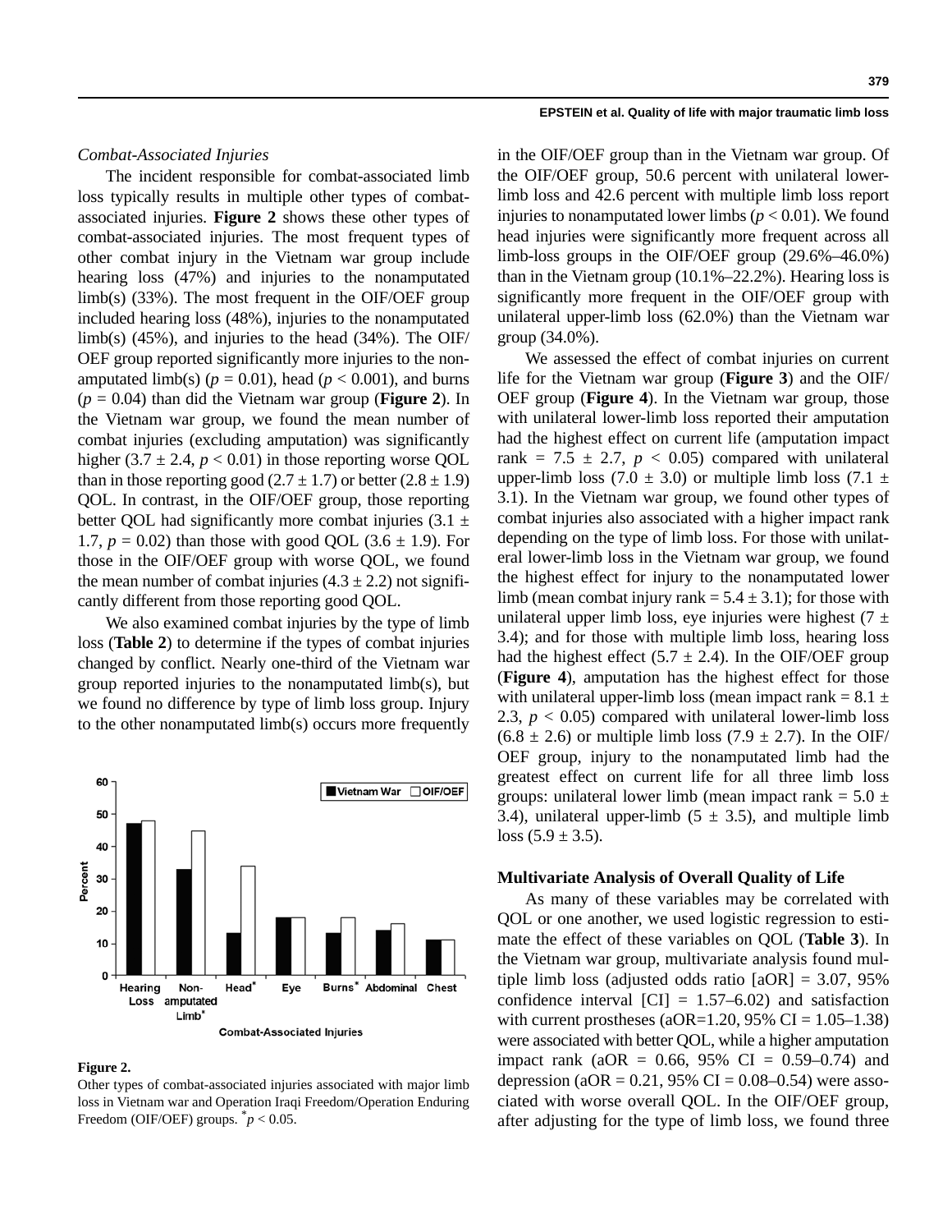*Combat-Associated Injuries*

The incident responsible for combat-associated limb loss typically results in multiple other types of combat-associated injuries. **Figure 2** shows these other types of combat-associated injuries. The most frequent types of other combat injury in the Vietnam war group include hearing loss (47%) and injuries to the nonamputated limb(s) (33%). The most frequent in the OIF/OEF group included hearing loss (48%), injuries to the nonamputated limb(s) (45%), and injuries to the head (34%). The OIF/OEF group reported significantly more injuries to the nonamputated limb(s) ($p = 0.01$), head ($p < 0.001$), and burns ($p = 0.04$) than did the Vietnam war group (**Figure 2**). In the Vietnam war group, we found the mean number of combat injuries (excluding amputation) was significantly higher ($3.7 \pm 2.4$, $p < 0.01$) in those reporting worse QOL than in those reporting good ($2.7 \pm 1.7$) or better ($2.8 \pm 1.9$) QOL. In contrast, in the OIF/OEF group, those reporting better QOL had significantly more combat injuries ($3.1 \pm 1.7$, $p = 0.02$) than those with good QOL ($3.6 \pm 1.9$). For those in the OIF/OEF group with worse QOL, we found the mean number of combat injuries ($4.3 \pm 2.2$) not significantly different from those reporting good QOL.

We also examined combat injuries by the type of limb loss (**Table 2**) to determine if the types of combat injuries changed by conflict. Nearly one-third of the Vietnam war group reported injuries to the nonamputated limb(s), but we found no difference by type of limb loss group. Injury to the other nonamputated limb(s) occurs more frequently in the OIF/OEF group than in the Vietnam war group. Of the OIF/OEF group, 50.6 percent with unilateral lower-limb loss and 42.6 percent with multiple limb loss report injuries to nonamputated lower limbs ($p < 0.01$). We found head injuries were significantly more frequent across all limb-loss groups in the OIF/OEF group (29.6%–46.0%) than in the Vietnam group (10.1%–22.2%). Hearing loss is significantly more frequent in the OIF/OEF group with unilateral upper-limb loss (62.0%) than the Vietnam war group (34.0%).

We assessed the effect of combat injuries on current life for the Vietnam war group (**Figure 3**) and the OIF/OEF group (**Figure 4**). In the Vietnam war group, those with unilateral lower-limb loss reported their amputation had the highest effect on current life (amputation impact rank = $7.5 \pm 2.7$, $p < 0.05$) compared with unilateral upper-limb loss ($7.0 \pm 3.0$) or multiple limb loss ($7.1 \pm 3.1$). In the Vietnam war group, we found other types of combat injuries also associated with a higher impact rank depending on the type of limb loss. For those with unilateral lower-limb loss in the Vietnam war group, we found the highest effect for injury to the nonamputated lower limb (mean combat injury rank = $5.4 \pm 3.1$); for those with unilateral upper limb loss, eye injuries were highest ($7 \pm 3.4$); and for those with multiple limb loss, hearing loss had the highest effect ($5.7 \pm 2.4$). In the OIF/OEF group (**Figure 4**), amputation has the highest effect for those with unilateral upper-limb loss (mean impact rank = $8.1 \pm 2.3$, $p < 0.05$) compared with unilateral lower-limb loss ($6.8 \pm 2.6$) or multiple limb loss ($7.9 \pm 2.7$). In the OIF/OEF group, injury to the nonamputated limb had the greatest effect on current life for all three limb loss groups: unilateral lower limb (mean impact rank = $5.0 \pm 3.4$), unilateral upper-limb ($5 \pm 3.5$), and multiple limb loss ($5.9 \pm 3.5$).

**Figure 2.**
Other types of combat-associated injuries associated with major limb loss in Vietnam war and Operation Iraqi Freedom/Operation Enduring Freedom (OIF/OEF) groups. $^{*}p < 0.05$.

### Multivariate Analysis of Overall Quality of Life

As many of these variables may be correlated with QOL or one another, we used logistic regression to estimate the effect of these variables on QOL (**Table 3**). In the Vietnam war group, multivariate analysis found multiple limb loss (adjusted odds ratio [aOR] = 3.07, 95% confidence interval [CI] = 1.57–6.02) and satisfaction with current prostheses (aOR=1.20, 95% CI = 1.05–1.38) were associated with better QOL, while a higher amputation impact rank (aOR = 0.66, 95% CI = 0.59–0.74) and depression (aOR = 0.21, 95% CI = 0.08–0.54) were associated with worse overall QOL. In the OIF/OEF group, after adjusting for the type of limb loss, we found three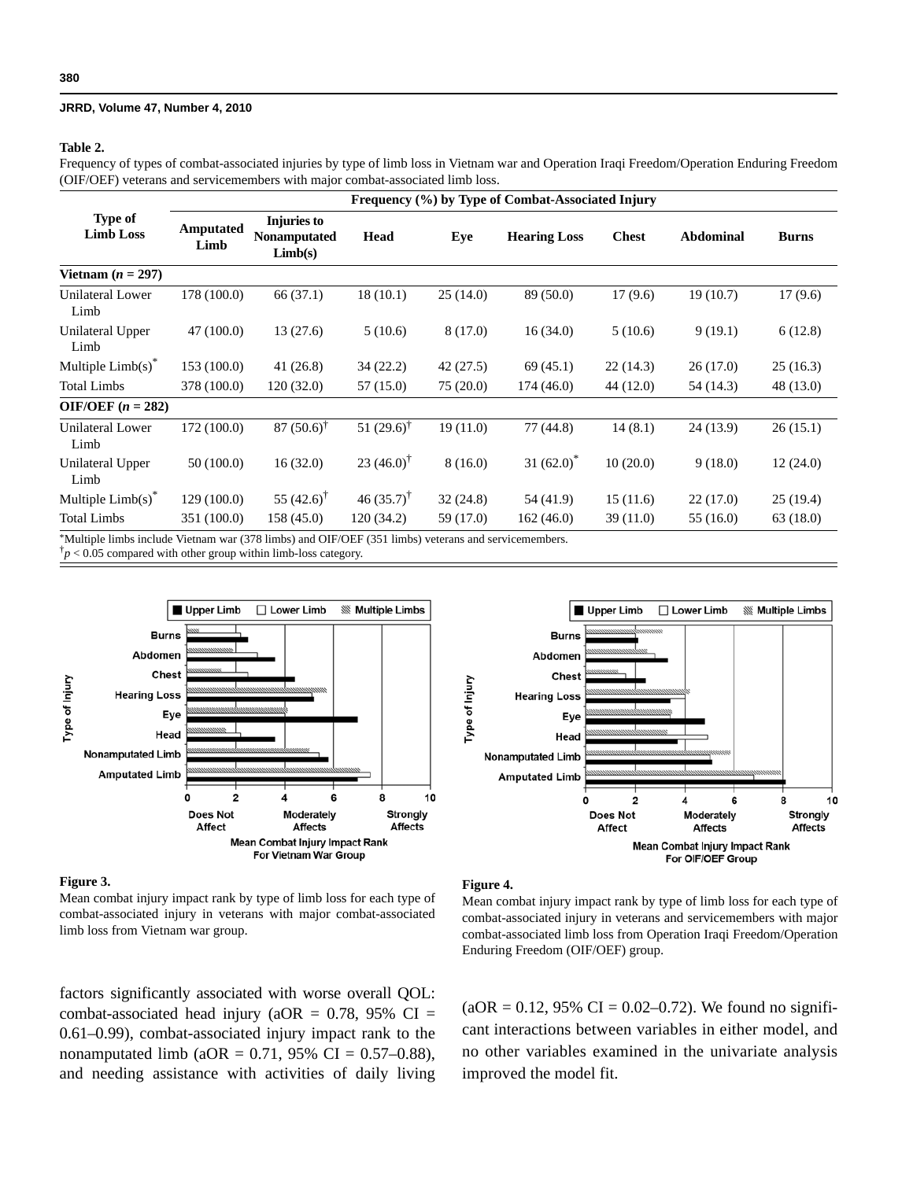**Table 2.**

Frequency of types of combat-associated injuries by type of limb loss in Vietnam war and Operation Iraqi Freedom/Operation Enduring Freedom (OIF/OEF) veterans and servicemembers with major combat-associated limb loss.

| Type of Limb Loss | Frequency (%) by Type of Combat-Associated Injury | | | | | | | |
|---|---|---|---|---|---|---|---|---|
| | Amputated Limb | Injuries to Nonamputated Limb(s) | Head | Eye | Hearing Loss | Chest | Abdominal | Burns |
| **Vietnam ($n$ = 297)** | | | | | | | | |
| Unilateral Lower Limb | 178 (100.0) | 66 (37.1) | 18 (10.1) | 25 (14.0) | 89 (50.0) | 17 (9.6) | 19 (10.7) | 17 (9.6) |
| Unilateral Upper Limb | 47 (100.0) | 13 (27.6) | 5 (10.6) | 8 (17.0) | 16 (34.0) | 5 (10.6) | 9 (19.1) | 6 (12.8) |
| Multiple Limb(s)* | 153 (100.0) | 41 (26.8) | 34 (22.2) | 42 (27.5) | 69 (45.1) | 22 (14.3) | 26 (17.0) | 25 (16.3) |
| Total Limbs | 378 (100.0) | 120 (32.0) | 57 (15.0) | 75 (20.0) | 174 (46.0) | 44 (12.0) | 54 (14.3) | 48 (13.0) |
| **OIF/OEF ($n$ = 282)** | | | | | | | | |
| Unilateral Lower Limb | 172 (100.0) | 87 (50.6)† | 51 (29.6)† | 19 (11.0) | 77 (44.8) | 14 (8.1) | 24 (13.9) | 26 (15.1) |
| Unilateral Upper Limb | 50 (100.0) | 16 (32.0) | 23 (46.0)† | 8 (16.0) | 31 (62.0)* | 10 (20.0) | 9 (18.0) | 12 (24.0) |
| Multiple Limb(s)* | 129 (100.0) | 55 (42.6)† | 46 (35.7)† | 32 (24.8) | 54 (41.9) | 15 (11.6) | 22 (17.0) | 25 (19.4) |
| Total Limbs | 351 (100.0) | 158 (45.0) | 120 (34.2) | 59 (17.0) | 162 (46.0) | 39 (11.0) | 55 (16.0) | 63 (18.0) |

*Multiple limbs include Vietnam war (378 limbs) and OIF/OEF (351 limbs) veterans and servicemembers.
†$p < 0.05$ compared with other group within limb-loss category.

**Figure 3.**
Mean combat injury impact rank by type of limb loss for each type of combat-associated injury in veterans with major combat-associated limb loss from Vietnam war group.

**Figure 4.**
Mean combat injury impact rank by type of limb loss for each type of combat-associated injury in veterans and servicemembers with major combat-associated limb loss from Operation Iraqi Freedom/Operation Enduring Freedom (OIF/OEF) group.

factors significantly associated with worse overall QOL: combat-associated head injury (aOR = 0.78, 95% CI = 0.61–0.99), combat-associated injury impact rank to the nonamputated limb (aOR = 0.71, 95% CI = 0.57–0.88), and needing assistance with activities of daily living (aOR = 0.12, 95% CI = 0.02–0.72). We found no significant interactions between variables in either model, and no other variables examined in the univariate analysis improved the model fit.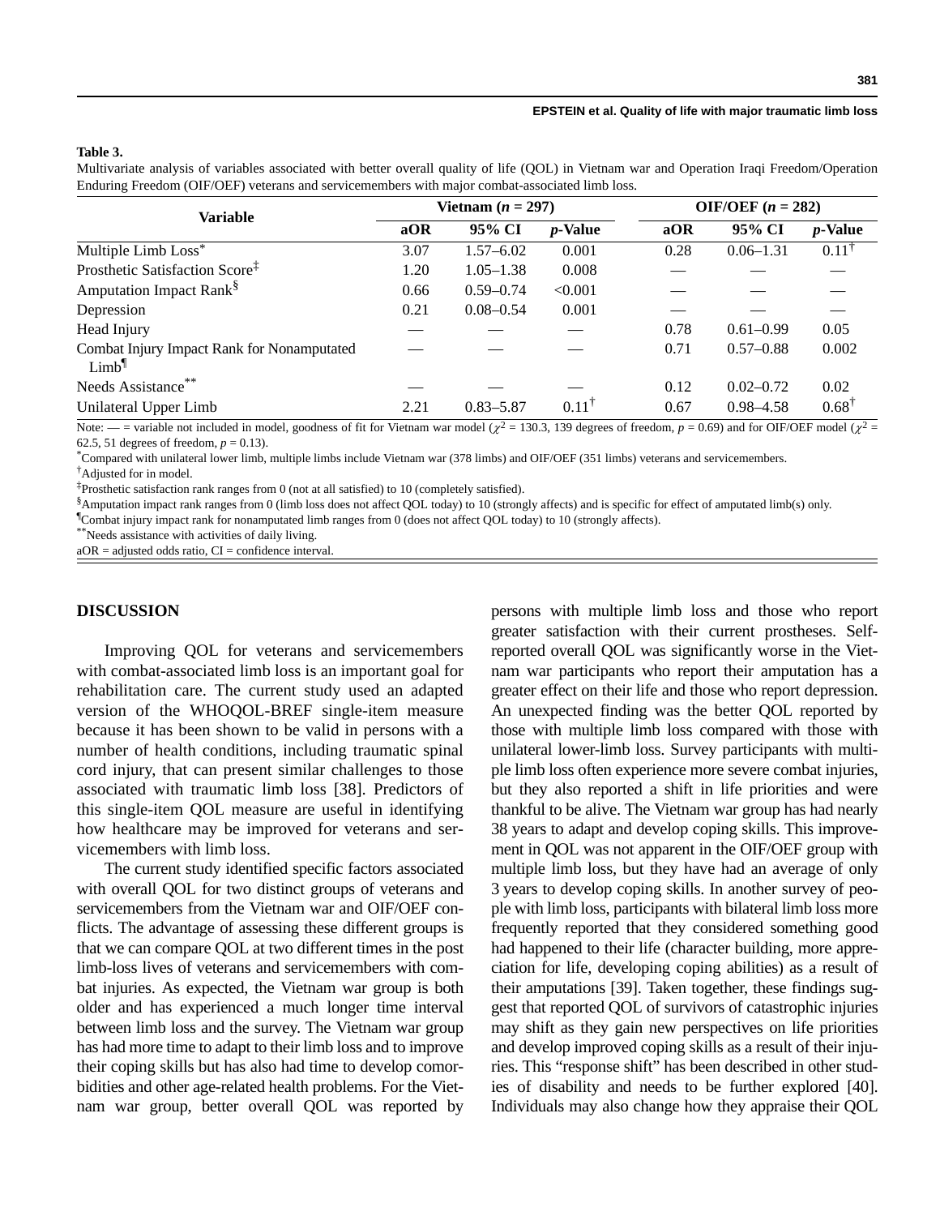**Table 3.**

Multivariate analysis of variables associated with better overall quality of life (QOL) in Vietnam war and Operation Iraqi Freedom/Operation Enduring Freedom (OIF/OEF) veterans and servicemembers with major combat-associated limb loss.

| Variable | Vietnam ($n$ = 297) | | | OIF/OEF ($n$ = 282) | | |
|---|---|---|---|---|---|---|
| | aOR | 95% CI | *p*-Value | aOR | 95% CI | *p*-Value |
| Multiple Limb Loss* | 3.07 | 1.57–6.02 | 0.001 | 0.28 | 0.06–1.31 | 0.11† |
| Prosthetic Satisfaction Score‡ | 1.20 | 1.05–1.38 | 0.008 | — | — | — |
| Amputation Impact Rank§ | 0.66 | 0.59–0.74 | <0.001 | — | — | — |
| Depression | 0.21 | 0.08–0.54 | 0.001 | — | — | — |
| Head Injury | — | — | — | 0.78 | 0.61–0.99 | 0.05 |
| Combat Injury Impact Rank for Nonamputated Limb¶ | — | — | — | 0.71 | 0.57–0.88 | 0.002 |
| Needs Assistance** | — | — | — | 0.12 | 0.02–0.72 | 0.02 |
| Unilateral Upper Limb | 2.21 | 0.83–5.87 | 0.11† | 0.67 | 0.98–4.58 | 0.68† |

Note: — = variable not included in model, goodness of fit for Vietnam war model ($\chi^2$ = 130.3, 139 degrees of freedom, $p$ = 0.69) and for OIF/OEF model ($\chi^2$ = 62.5, 51 degrees of freedom, $p$ = 0.13).

*Compared with unilateral lower limb, multiple limbs include Vietnam war (378 limbs) and OIF/OEF (351 limbs) veterans and servicemembers.

†Adjusted for in model.

‡Prosthetic satisfaction rank ranges from 0 (not at all satisfied) to 10 (completely satisfied).

§Amputation impact rank ranges from 0 (limb loss does not affect QOL today) to 10 (strongly affects) and is specific for effect of amputated limb(s) only.

¶Combat injury impact rank for nonamputated limb ranges from 0 (does not affect QOL today) to 10 (strongly affects).

**Needs assistance with activities of daily living.

aOR = adjusted odds ratio, CI = confidence interval.

## DISCUSSION

Improving QOL for veterans and servicemembers with combat-associated limb loss is an important goal for rehabilitation care. The current study used an adapted version of the WHOQOL-BREF single-item measure because it has been shown to be valid in persons with a number of health conditions, including traumatic spinal cord injury, that can present similar challenges to those associated with traumatic limb loss [38]. Predictors of this single-item QOL measure are useful in identifying how healthcare may be improved for veterans and servicemembers with limb loss.

The current study identified specific factors associated with overall QOL for two distinct groups of veterans and servicemembers from the Vietnam war and OIF/OEF conflicts. The advantage of assessing these different groups is that we can compare QOL at two different times in the post limb-loss lives of veterans and servicemembers with combat injuries. As expected, the Vietnam war group is both older and has experienced a much longer time interval between limb loss and the survey. The Vietnam war group has had more time to adapt to their limb loss and to improve their coping skills but has also had time to develop comorbidities and other age-related health problems. For the Vietnam war group, better overall QOL was reported by persons with multiple limb loss and those who report greater satisfaction with their current prostheses. Self-reported overall QOL was significantly worse in the Vietnam war participants who report their amputation has a greater effect on their life and those who report depression. An unexpected finding was the better QOL reported by those with multiple limb loss compared with those with unilateral lower-limb loss. Survey participants with multiple limb loss often experience more severe combat injuries, but they also reported a shift in life priorities and were thankful to be alive. The Vietnam war group has had nearly 38 years to adapt and develop coping skills. This improvement in QOL was not apparent in the OIF/OEF group with multiple limb loss, but they have had an average of only 3 years to develop coping skills. In another survey of people with limb loss, participants with bilateral limb loss more frequently reported that they considered something good had happened to their life (character building, more appreciation for life, developing coping abilities) as a result of their amputations [39]. Taken together, these findings suggest that reported QOL of survivors of catastrophic injuries may shift as they gain new perspectives on life priorities and develop improved coping skills as a result of their injuries. This "response shift" has been described in other studies of disability and needs to be further explored [40]. Individuals may also change how they appraise their QOL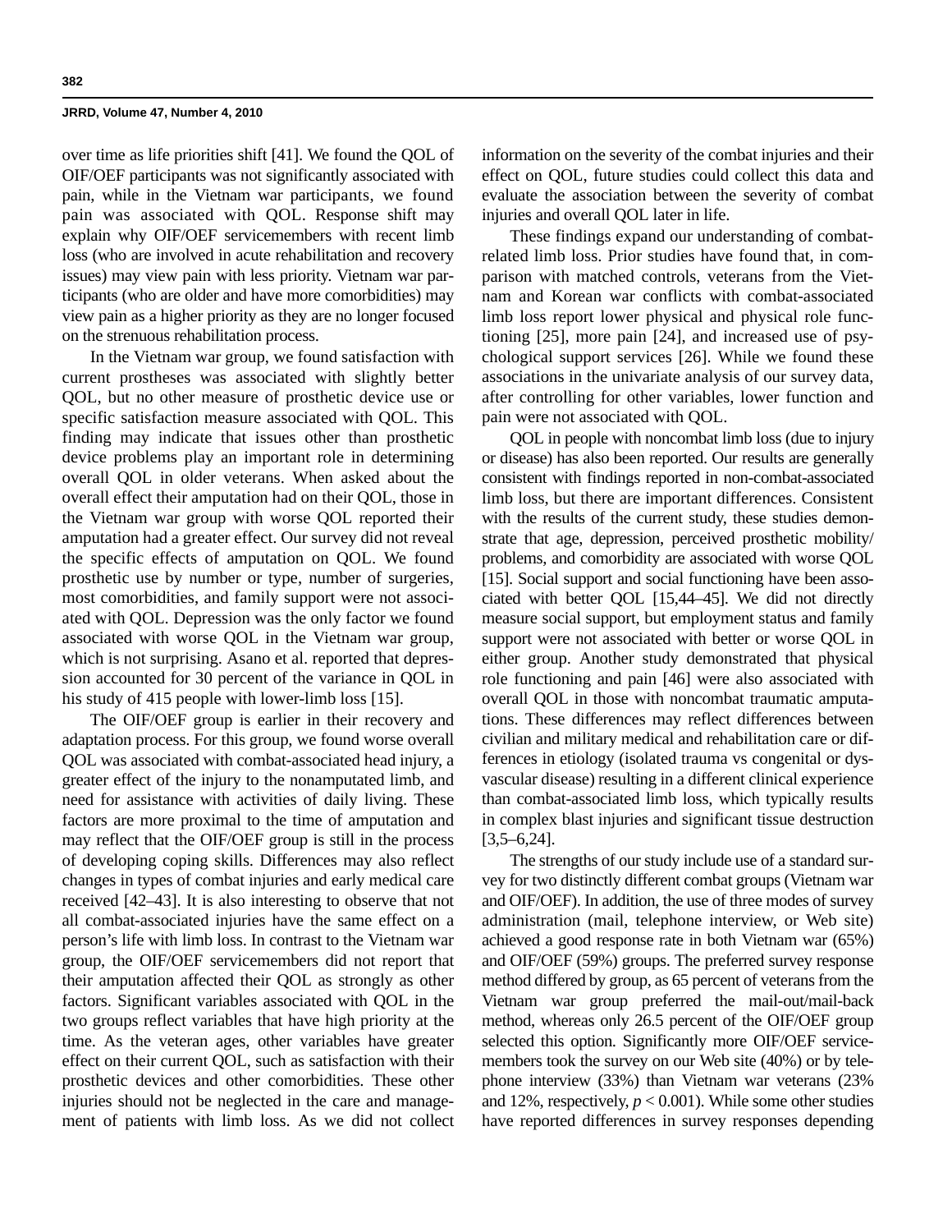over time as life priorities shift [41]. We found the QOL of OIF/OEF participants was not significantly associated with pain, while in the Vietnam war participants, we found pain was associated with QOL. Response shift may explain why OIF/OEF servicemembers with recent limb loss (who are involved in acute rehabilitation and recovery issues) may view pain with less priority. Vietnam war participants (who are older and have more comorbidities) may view pain as a higher priority as they are no longer focused on the strenuous rehabilitation process.

In the Vietnam war group, we found satisfaction with current prostheses was associated with slightly better QOL, but no other measure of prosthetic device use or specific satisfaction measure associated with QOL. This finding may indicate that issues other than prosthetic device problems play an important role in determining overall QOL in older veterans. When asked about the overall effect their amputation had on their QOL, those in the Vietnam war group with worse QOL reported their amputation had a greater effect. Our survey did not reveal the specific effects of amputation on QOL. We found prosthetic use by number or type, number of surgeries, most comorbidities, and family support were not associated with QOL. Depression was the only factor we found associated with worse QOL in the Vietnam war group, which is not surprising. Asano et al. reported that depression accounted for 30 percent of the variance in QOL in his study of 415 people with lower-limb loss [15].

The OIF/OEF group is earlier in their recovery and adaptation process. For this group, we found worse overall QOL was associated with combat-associated head injury, a greater effect of the injury to the nonamputated limb, and need for assistance with activities of daily living. These factors are more proximal to the time of amputation and may reflect that the OIF/OEF group is still in the process of developing coping skills. Differences may also reflect changes in types of combat injuries and early medical care received [42–43]. It is also interesting to observe that not all combat-associated injuries have the same effect on a person's life with limb loss. In contrast to the Vietnam war group, the OIF/OEF servicemembers did not report that their amputation affected their QOL as strongly as other factors. Significant variables associated with QOL in the two groups reflect variables that have high priority at the time. As the veteran ages, other variables have greater effect on their current QOL, such as satisfaction with their prosthetic devices and other comorbidities. These other injuries should not be neglected in the care and management of patients with limb loss. As we did not collect information on the severity of the combat injuries and their effect on QOL, future studies could collect this data and evaluate the association between the severity of combat injuries and overall QOL later in life.

These findings expand our understanding of combat-related limb loss. Prior studies have found that, in comparison with matched controls, veterans from the Vietnam and Korean war conflicts with combat-associated limb loss report lower physical and physical role functioning [25], more pain [24], and increased use of psychological support services [26]. While we found these associations in the univariate analysis of our survey data, after controlling for other variables, lower function and pain were not associated with QOL.

QOL in people with noncombat limb loss (due to injury or disease) has also been reported. Our results are generally consistent with findings reported in non-combat-associated limb loss, but there are important differences. Consistent with the results of the current study, these studies demonstrate that age, depression, perceived prosthetic mobility/problems, and comorbidity are associated with worse QOL [15]. Social support and social functioning have been associated with better QOL [15,44–45]. We did not directly measure social support, but employment status and family support were not associated with better or worse QOL in either group. Another study demonstrated that physical role functioning and pain [46] were also associated with overall QOL in those with noncombat traumatic amputations. These differences may reflect differences between civilian and military medical and rehabilitation care or differences in etiology (isolated trauma vs congenital or dysvascular disease) resulting in a different clinical experience than combat-associated limb loss, which typically results in complex blast injuries and significant tissue destruction [3,5–6,24].

The strengths of our study include use of a standard survey for two distinctly different combat groups (Vietnam war and OIF/OEF). In addition, the use of three modes of survey administration (mail, telephone interview, or Web site) achieved a good response rate in both Vietnam war (65%) and OIF/OEF (59%) groups. The preferred survey response method differed by group, as 65 percent of veterans from the Vietnam war group preferred the mail-out/mail-back method, whereas only 26.5 percent of the OIF/OEF group selected this option. Significantly more OIF/OEF servicemembers took the survey on our Web site (40%) or by telephone interview (33%) than Vietnam war veterans (23% and 12%, respectively, $p < 0.001$). While some other studies have reported differences in survey responses depending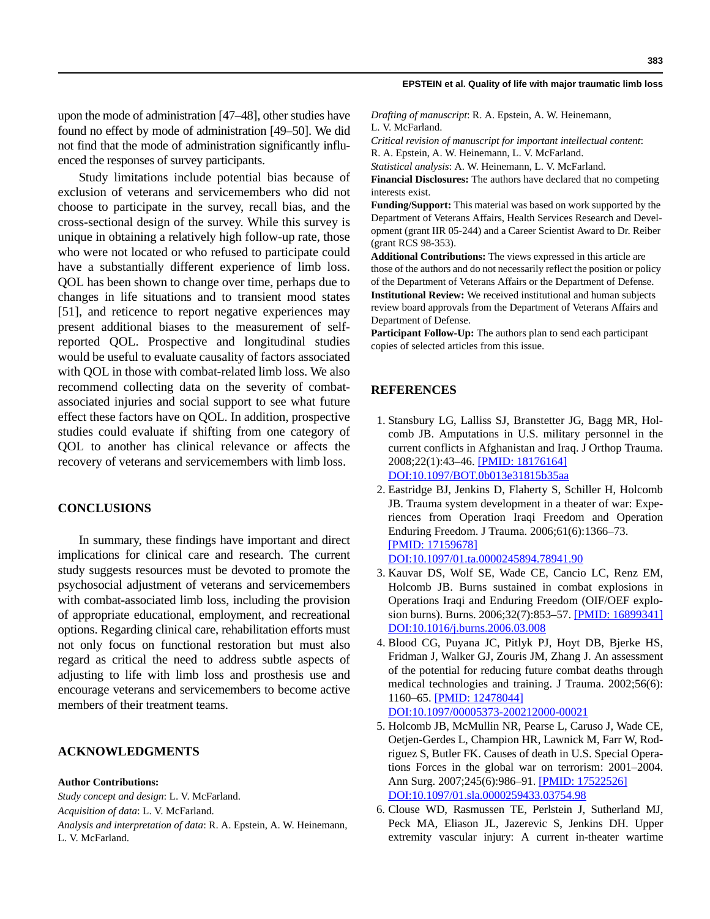upon the mode of administration [47–48], other studies have found no effect by mode of administration [49–50]. We did not find that the mode of administration significantly influenced the responses of survey participants.

Study limitations include potential bias because of exclusion of veterans and servicemembers who did not choose to participate in the survey, recall bias, and the cross-sectional design of the survey. While this survey is unique in obtaining a relatively high follow-up rate, those who were not located or who refused to participate could have a substantially different experience of limb loss. QOL has been shown to change over time, perhaps due to changes in life situations and to transient mood states [51], and reticence to report negative experiences may present additional biases to the measurement of self-reported QOL. Prospective and longitudinal studies would be useful to evaluate causality of factors associated with QOL in those with combat-related limb loss. We also recommend collecting data on the severity of combat-associated injuries and social support to see what future effect these factors have on QOL. In addition, prospective studies could evaluate if shifting from one category of QOL to another has clinical relevance or affects the recovery of veterans and servicemembers with limb loss.

## CONCLUSIONS

In summary, these findings have important and direct implications for clinical care and research. The current study suggests resources must be devoted to promote the psychosocial adjustment of veterans and servicemembers with combat-associated limb loss, including the provision of appropriate educational, employment, and recreational options. Regarding clinical care, rehabilitation efforts must not only focus on functional restoration but must also regard as critical the need to address subtle aspects of adjusting to life with limb loss and prosthesis use and encourage veterans and servicemembers to become active members of their treatment teams.

## ACKNOWLEDGMENTS

**Author Contributions:**

*Study concept and design*: L. V. McFarland.

*Acquisition of data*: L. V. McFarland.

*Analysis and interpretation of data*: R. A. Epstein, A. W. Heinemann, L. V. McFarland.

*Drafting of manuscript*: R. A. Epstein, A. W. Heinemann, L. V. McFarland.

*Critical revision of manuscript for important intellectual content*: R. A. Epstein, A. W. Heinemann, L. V. McFarland.

*Statistical analysis*: A. W. Heinemann, L. V. McFarland.

**Financial Disclosures:** The authors have declared that no competing interests exist.

**Funding/Support:** This material was based on work supported by the Department of Veterans Affairs, Health Services Research and Development (grant IIR 05-244) and a Career Scientist Award to Dr. Reiber (grant RCS 98-353).

**Additional Contributions:** The views expressed in this article are those of the authors and do not necessarily reflect the position or policy of the Department of Veterans Affairs or the Department of Defense.

**Institutional Review:** We received institutional and human subjects review board approvals from the Department of Veterans Affairs and Department of Defense.

**Participant Follow-Up:** The authors plan to send each participant copies of selected articles from this issue.

## REFERENCES

1. Stansbury LG, Lalliss SJ, Branstetter JG, Bagg MR, Holcomb JB. Amputations in U.S. military personnel in the current conflicts in Afghanistan and Iraq. J Orthop Trauma. 2008;22(1):43–46. [PMID: 18176164] DOI:10.1097/BOT.0b013e31815b35aa
2. Eastridge BJ, Jenkins D, Flaherty S, Schiller H, Holcomb JB. Trauma system development in a theater of war: Experiences from Operation Iraqi Freedom and Operation Enduring Freedom. J Trauma. 2006;61(6):1366–73. [PMID: 17159678] DOI:10.1097/01.ta.0000245894.78941.90
3. Kauvar DS, Wolf SE, Wade CE, Cancio LC, Renz EM, Holcomb JB. Burns sustained in combat explosions in Operations Iraqi and Enduring Freedom (OIF/OEF explosion burns). Burns. 2006;32(7):853–57. [PMID: 16899341] DOI:10.1016/j.burns.2006.03.008
4. Blood CG, Puyana JC, Pitlyk PJ, Hoyt DB, Bjerke HS, Fridman J, Walker GJ, Zouris JM, Zhang J. An assessment of the potential for reducing future combat deaths through medical technologies and training. J Trauma. 2002;56(6): 1160–65. [PMID: 12478044] DOI:10.1097/00005373-200212000-00021
5. Holcomb JB, McMullin NR, Pearse L, Caruso J, Wade CE, Oetjen-Gerdes L, Champion HR, Lawnick M, Farr W, Rodriguez S, Butler FK. Causes of death in U.S. Special Operations Forces in the global war on terrorism: 2001–2004. Ann Surg. 2007;245(6):986–91. [PMID: 17522526] DOI:10.1097/01.sla.0000259433.03754.98
6. Clouse WD, Rasmussen TE, Perlstein J, Sutherland MJ, Peck MA, Eliason JL, Jazerevic S, Jenkins DH. Upper extremity vascular injury: A current in-theater wartime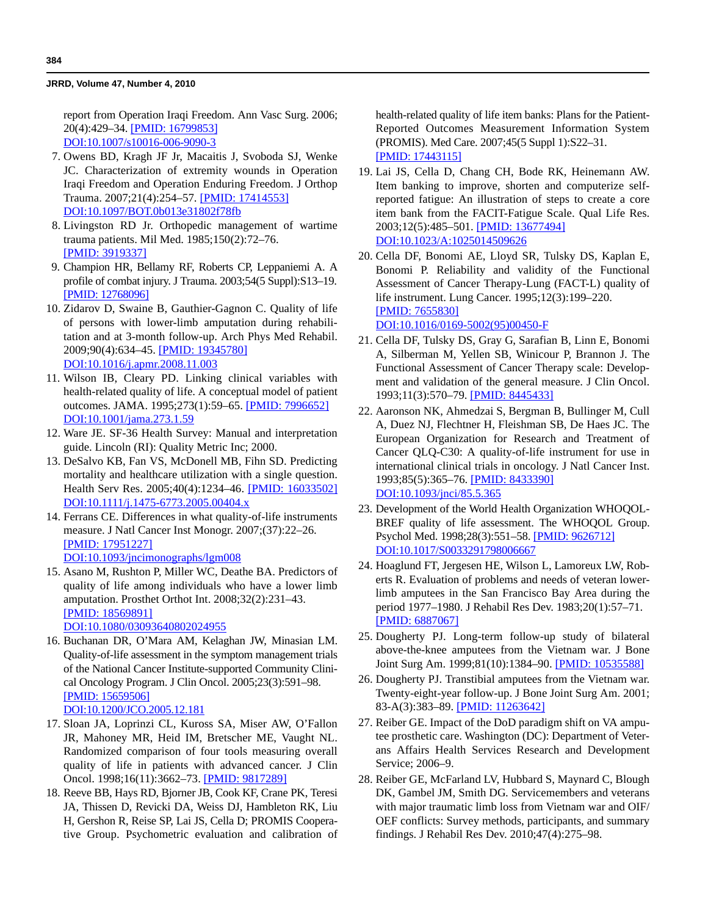report from Operation Iraqi Freedom. Ann Vasc Surg. 2006; 20(4):429–34. [PMID: 16799853] DOI:10.1007/s10016-006-9090-3

7. Owens BD, Kragh JF Jr, Macaitis J, Svoboda SJ, Wenke JC. Characterization of extremity wounds in Operation Iraqi Freedom and Operation Enduring Freedom. J Orthop Trauma. 2007;21(4):254–57. [PMID: 17414553] DOI:10.1097/BOT.0b013e31802f78fb
8. Livingston RD Jr. Orthopedic management of wartime trauma patients. Mil Med. 1985;150(2):72–76. [PMID: 3919337]
9. Champion HR, Bellamy RF, Roberts CP, Leppaniemi A. A profile of combat injury. J Trauma. 2003;54(5 Suppl):S13–19. [PMID: 12768096]
10. Zidarov D, Swaine B, Gauthier-Gagnon C. Quality of life of persons with lower-limb amputation during rehabilitation and at 3-month follow-up. Arch Phys Med Rehabil. 2009;90(4):634–45. [PMID: 19345780] DOI:10.1016/j.apmr.2008.11.003
11. Wilson IB, Cleary PD. Linking clinical variables with health-related quality of life. A conceptual model of patient outcomes. JAMA. 1995;273(1):59–65. [PMID: 7996652] DOI:10.1001/jama.273.1.59
12. Ware JE. SF-36 Health Survey: Manual and interpretation guide. Lincoln (RI): Quality Metric Inc; 2000.
13. DeSalvo KB, Fan VS, McDonell MB, Fihn SD. Predicting mortality and healthcare utilization with a single question. Health Serv Res. 2005;40(4):1234–46. [PMID: 16033502] DOI:10.1111/j.1475-6773.2005.00404.x
14. Ferrans CE. Differences in what quality-of-life instruments measure. J Natl Cancer Inst Monogr. 2007;(37):22–26. [PMID: 17951227] DOI:10.1093/jncimonographs/lgm008
15. Asano M, Rushton P, Miller WC, Deathe BA. Predictors of quality of life among individuals who have a lower limb amputation. Prosthet Orthot Int. 2008;32(2):231–43. [PMID: 18569891] DOI:10.1080/03093640802024955
16. Buchanan DR, O'Mara AM, Kelaghan JW, Minasian LM. Quality-of-life assessment in the symptom management trials of the National Cancer Institute-supported Community Clinical Oncology Program. J Clin Oncol. 2005;23(3):591–98. [PMID: 15659506] DOI:10.1200/JCO.2005.12.181
17. Sloan JA, Loprinzi CL, Kuross SA, Miser AW, O'Fallon JR, Mahoney MR, Heid IM, Bretscher ME, Vaught NL. Randomized comparison of four tools measuring overall quality of life in patients with advanced cancer. J Clin Oncol. 1998;16(11):3662–73. [PMID: 9817289]
18. Reeve BB, Hays RD, Bjorner JB, Cook KF, Crane PK, Teresi JA, Thissen D, Revicki DA, Weiss DJ, Hambleton RK, Liu H, Gershon R, Reise SP, Lai JS, Cella D; PROMIS Cooperative Group. Psychometric evaluation and calibration of health-related quality of life item banks: Plans for the Patient-Reported Outcomes Measurement Information System (PROMIS). Med Care. 2007;45(5 Suppl 1):S22–31. [PMID: 17443115]
19. Lai JS, Cella D, Chang CH, Bode RK, Heinemann AW. Item banking to improve, shorten and computerize self-reported fatigue: An illustration of steps to create a core item bank from the FACIT-Fatigue Scale. Qual Life Res. 2003;12(5):485–501. [PMID: 13677494] DOI:10.1023/A:1025014509626
20. Cella DF, Bonomi AE, Lloyd SR, Tulsky DS, Kaplan E, Bonomi P. Reliability and validity of the Functional Assessment of Cancer Therapy-Lung (FACT-L) quality of life instrument. Lung Cancer. 1995;12(3):199–220. [PMID: 7655830] DOI:10.1016/0169-5002(95)00450-F
21. Cella DF, Tulsky DS, Gray G, Sarafian B, Linn E, Bonomi A, Silberman M, Yellen SB, Winicour P, Brannon J. The Functional Assessment of Cancer Therapy scale: Development and validation of the general measure. J Clin Oncol. 1993;11(3):570–79. [PMID: 8445433]
22. Aaronson NK, Ahmedzai S, Bergman B, Bullinger M, Cull A, Duez NJ, Flechtner H, Fleishman SB, De Haes JC. The European Organization for Research and Treatment of Cancer QLQ-C30: A quality-of-life instrument for use in international clinical trials in oncology. J Natl Cancer Inst. 1993;85(5):365–76. [PMID: 8433390] DOI:10.1093/jnci/85.5.365
23. Development of the World Health Organization WHOQOL-BREF quality of life assessment. The WHOQOL Group. Psychol Med. 1998;28(3):551–58. [PMID: 9626712] DOI:10.1017/S0033291798006667
24. Hoaglund FT, Jergesen HE, Wilson L, Lamoreux LW, Roberts R. Evaluation of problems and needs of veteran lower-limb amputees in the San Francisco Bay Area during the period 1977–1980. J Rehabil Res Dev. 1983;20(1):57–71. [PMID: 6887067]
25. Dougherty PJ. Long-term follow-up study of bilateral above-the-knee amputees from the Vietnam war. J Bone Joint Surg Am. 1999;81(10):1384–90. [PMID: 10535588]
26. Dougherty PJ. Transtibial amputees from the Vietnam war. Twenty-eight-year follow-up. J Bone Joint Surg Am. 2001; 83-A(3):383–89. [PMID: 11263642]
27. Reiber GE. Impact of the DoD paradigm shift on VA amputee prosthetic care. Washington (DC): Department of Veterans Affairs Health Services Research and Development Service; 2006–9.
28. Reiber GE, McFarland LV, Hubbard S, Maynard C, Blough DK, Gambel JM, Smith DG. Servicemembers and veterans with major traumatic limb loss from Vietnam war and OIF/OEF conflicts: Survey methods, participants, and summary findings. J Rehabil Res Dev. 2010;47(4):275–98.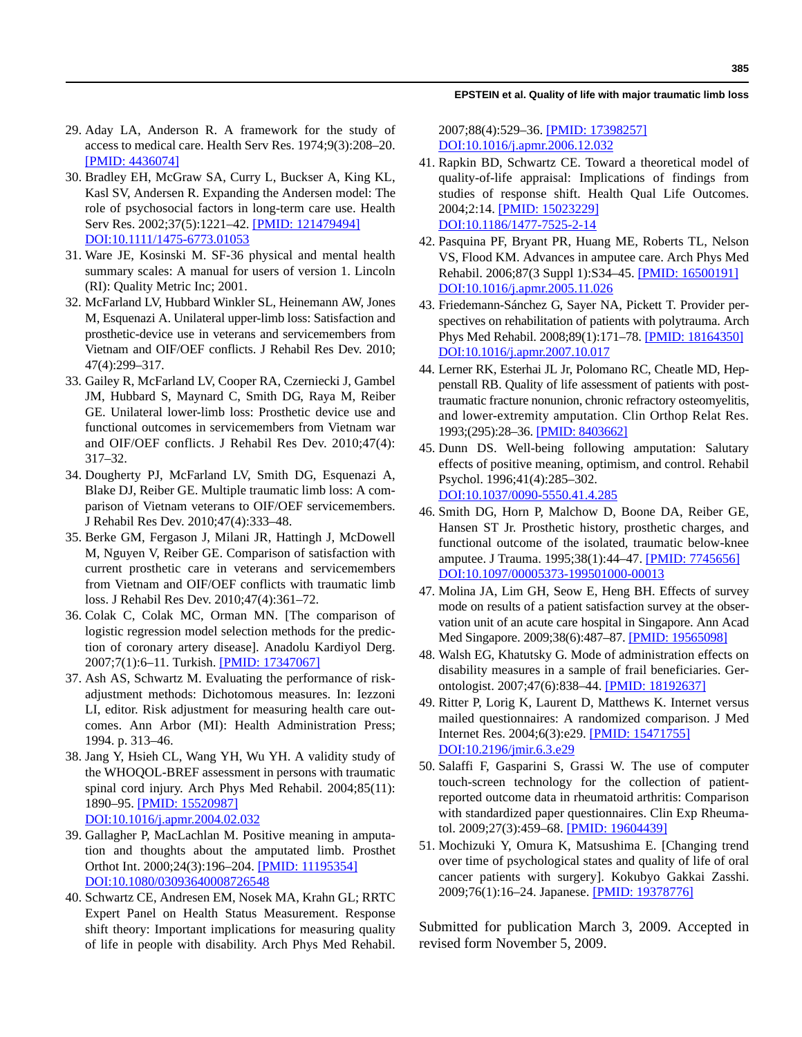29. Aday LA, Anderson R. A framework for the study of access to medical care. Health Serv Res. 1974;9(3):208–20. [PMID: 4436074]
30. Bradley EH, McGraw SA, Curry L, Buckser A, King KL, Kasl SV, Andersen R. Expanding the Andersen model: The role of psychosocial factors in long-term care use. Health Serv Res. 2002;37(5):1221–42. [PMID: 121479494] DOI:10.1111/1475-6773.01053
31. Ware JE, Kosinski M. SF-36 physical and mental health summary scales: A manual for users of version 1. Lincoln (RI): Quality Metric Inc; 2001.
32. McFarland LV, Hubbard Winkler SL, Heinemann AW, Jones M, Esquenazi A. Unilateral upper-limb loss: Satisfaction and prosthetic-device use in veterans and servicemembers from Vietnam and OIF/OEF conflicts. J Rehabil Res Dev. 2010;47(4):299–317.
33. Gailey R, McFarland LV, Cooper RA, Czerniecki J, Gambel JM, Hubbard S, Maynard C, Smith DG, Raya M, Reiber GE. Unilateral lower-limb loss: Prosthetic device use and functional outcomes in servicemembers from Vietnam war and OIF/OEF conflicts. J Rehabil Res Dev. 2010;47(4):317–32.
34. Dougherty PJ, McFarland LV, Smith DG, Esquenazi A, Blake DJ, Reiber GE. Multiple traumatic limb loss: A comparison of Vietnam veterans to OIF/OEF servicemembers. J Rehabil Res Dev. 2010;47(4):333–48.
35. Berke GM, Fergason J, Milani JR, Hattingh J, McDowell M, Nguyen V, Reiber GE. Comparison of satisfaction with current prosthetic care in veterans and servicemembers from Vietnam and OIF/OEF conflicts with traumatic limb loss. J Rehabil Res Dev. 2010;47(4):361–72.
36. Colak C, Colak MC, Orman MN. [The comparison of logistic regression model selection methods for the prediction of coronary artery disease]. Anadolu Kardiyol Derg. 2007;7(1):6–11. Turkish. [PMID: 17347067]
37. Ash AS, Schwartz M. Evaluating the performance of risk-adjustment methods: Dichotomous measures. In: Iezzoni LI, editor. Risk adjustment for measuring health care outcomes. Ann Arbor (MI): Health Administration Press; 1994. p. 313–46.
38. Jang Y, Hsieh CL, Wang YH, Wu YH. A validity study of the WHOQOL-BREF assessment in persons with traumatic spinal cord injury. Arch Phys Med Rehabil. 2004;85(11):1890–95. [PMID: 15520987] DOI:10.1016/j.apmr.2004.02.032
39. Gallagher P, MacLachlan M. Positive meaning in amputation and thoughts about the amputated limb. Prosthet Orthot Int. 2000;24(3):196–204. [PMID: 11195354] DOI:10.1080/03093640008726548
40. Schwartz CE, Andresen EM, Nosek MA, Krahn GL; RRTC Expert Panel on Health Status Measurement. Response shift theory: Important implications for measuring quality of life in people with disability. Arch Phys Med Rehabil. 2007;88(4):529–36. [PMID: 17398257] DOI:10.1016/j.apmr.2006.12.032
41. Rapkin BD, Schwartz CE. Toward a theoretical model of quality-of-life appraisal: Implications of findings from studies of response shift. Health Qual Life Outcomes. 2004;2:14. [PMID: 15023229] DOI:10.1186/1477-7525-2-14
42. Pasquina PF, Bryant PR, Huang ME, Roberts TL, Nelson VS, Flood KM. Advances in amputee care. Arch Phys Med Rehabil. 2006;87(3 Suppl 1):S34–45. [PMID: 16500191] DOI:10.1016/j.apmr.2005.11.026
43. Friedemann-Sánchez G, Sayer NA, Pickett T. Provider perspectives on rehabilitation of patients with polytrauma. Arch Phys Med Rehabil. 2008;89(1):171–78. [PMID: 18164350] DOI:10.1016/j.apmr.2007.10.017
44. Lerner RK, Esterhai JL Jr, Polomano RC, Cheatle MD, Heppenstall RB. Quality of life assessment of patients with post-traumatic fracture nonunion, chronic refractory osteomyelitis, and lower-extremity amputation. Clin Orthop Relat Res. 1993;(295):28–36. [PMID: 8403662]
45. Dunn DS. Well-being following amputation: Salutary effects of positive meaning, optimism, and control. Rehabil Psychol. 1996;41(4):285–302. DOI:10.1037/0090-5550.41.4.285
46. Smith DG, Horn P, Malchow D, Boone DA, Reiber GE, Hansen ST Jr. Prosthetic history, prosthetic charges, and functional outcome of the isolated, traumatic below-knee amputee. J Trauma. 1995;38(1):44–47. [PMID: 7745656] DOI:10.1097/00005373-199501000-00013
47. Molina JA, Lim GH, Seow E, Heng BH. Effects of survey mode on results of a patient satisfaction survey at the observation unit of an acute care hospital in Singapore. Ann Acad Med Singapore. 2009;38(6):487–87. [PMID: 19565098]
48. Walsh EG, Khatutsky G. Mode of administration effects on disability measures in a sample of frail beneficiaries. Gerontologist. 2007;47(6):838–44. [PMID: 18192637]
49. Ritter P, Lorig K, Laurent D, Matthews K. Internet versus mailed questionnaires: A randomized comparison. J Med Internet Res. 2004;6(3):e29. [PMID: 15471755] DOI:10.2196/jmir.6.3.e29
50. Salaffi F, Gasparini S, Grassi W. The use of computer touch-screen technology for the collection of patient-reported outcome data in rheumatoid arthritis: Comparison with standardized paper questionnaires. Clin Exp Rheumatol. 2009;27(3):459–68. [PMID: 19604439]
51. Mochizuki Y, Omura K, Matsushima E. [Changing trend over time of psychological states and quality of life of oral cancer patients with surgery]. Kokubyo Gakkai Zasshi. 2009;76(1):16–24. Japanese. [PMID: 19378776]

Submitted for publication March 3, 2009. Accepted in revised form November 5, 2009.